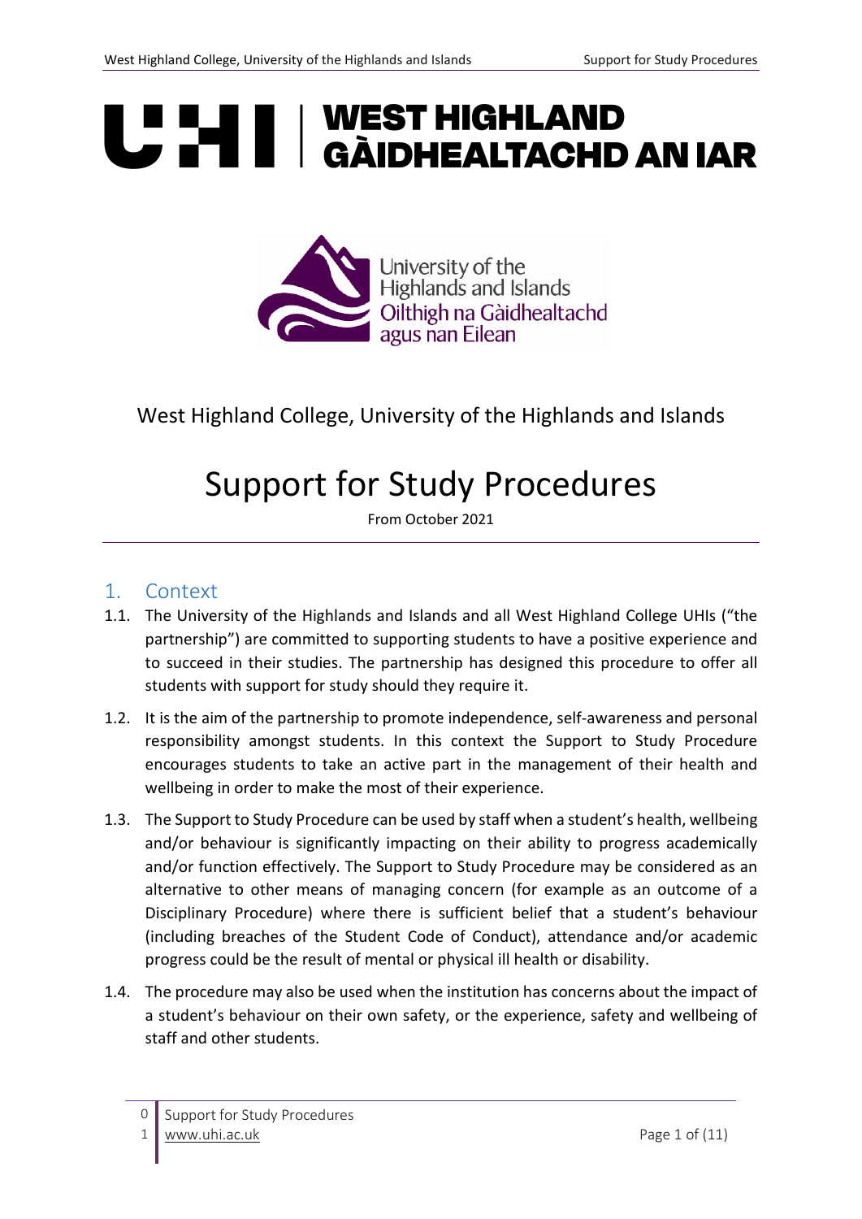UHI | WEST HIGHLAND GÀIDHEALTACHD AN IAR

University of the Highlands and Islands
Oilthigh na Gàidhealtachd agus nan Eilean

West Highland College, University of the Highlands and Islands

# Support for Study Procedures

From October 2021

## 1. Context

1.1. The University of the Highlands and Islands and all West Highland College UHIs ("the partnership") are committed to supporting students to have a positive experience and to succeed in their studies. The partnership has designed this procedure to offer all students with support for study should they require it.

1.2. It is the aim of the partnership to promote independence, self-awareness and personal responsibility amongst students. In this context the Support to Study Procedure encourages students to take an active part in the management of their health and wellbeing in order to make the most of their experience.

1.3. The Support to Study Procedure can be used by staff when a student's health, wellbeing and/or behaviour is significantly impacting on their ability to progress academically and/or function effectively. The Support to Study Procedure may be considered as an alternative to other means of managing concern (for example as an outcome of a Disciplinary Procedure) where there is sufficient belief that a student's behaviour (including breaches of the Student Code of Conduct), attendance and/or academic progress could be the result of mental or physical ill health or disability.

1.4. The procedure may also be used when the institution has concerns about the impact of a student's behaviour on their own safety, or the experience, safety and wellbeing of staff and other students.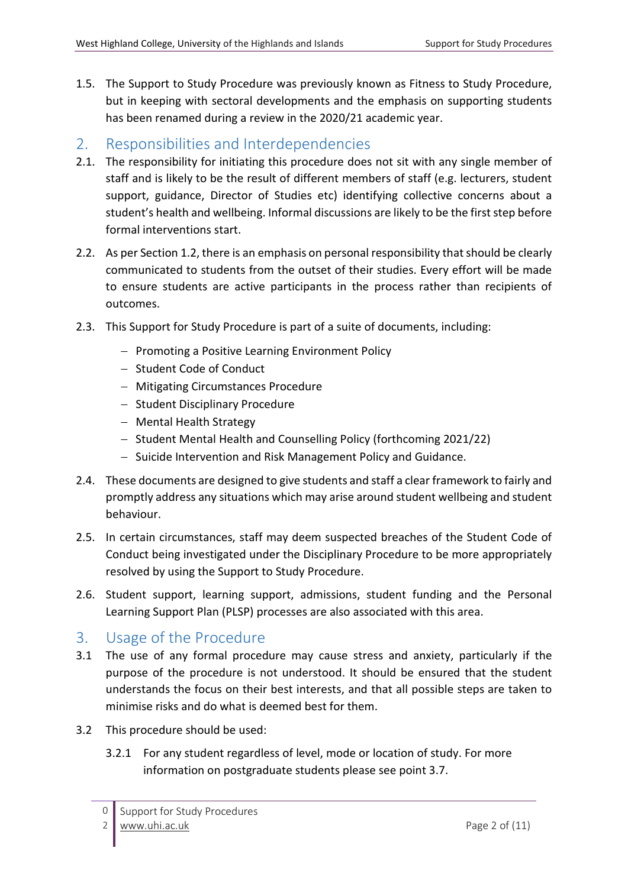1.5. The Support to Study Procedure was previously known as Fitness to Study Procedure, but in keeping with sectoral developments and the emphasis on supporting students has been renamed during a review in the 2020/21 academic year.

## 2. Responsibilities and Interdependencies

2.1. The responsibility for initiating this procedure does not sit with any single member of staff and is likely to be the result of different members of staff (e.g. lecturers, student support, guidance, Director of Studies etc) identifying collective concerns about a student's health and wellbeing. Informal discussions are likely to be the first step before formal interventions start.

2.2. As per Section 1.2, there is an emphasis on personal responsibility that should be clearly communicated to students from the outset of their studies. Every effort will be made to ensure students are active participants in the process rather than recipients of outcomes.

2.3. This Support for Study Procedure is part of a suite of documents, including:

- Promoting a Positive Learning Environment Policy
- Student Code of Conduct
- Mitigating Circumstances Procedure
- Student Disciplinary Procedure
- Mental Health Strategy
- Student Mental Health and Counselling Policy (forthcoming 2021/22)
- Suicide Intervention and Risk Management Policy and Guidance.

2.4. These documents are designed to give students and staff a clear framework to fairly and promptly address any situations which may arise around student wellbeing and student behaviour.

2.5. In certain circumstances, staff may deem suspected breaches of the Student Code of Conduct being investigated under the Disciplinary Procedure to be more appropriately resolved by using the Support to Study Procedure.

2.6. Student support, learning support, admissions, student funding and the Personal Learning Support Plan (PLSP) processes are also associated with this area.

## 3. Usage of the Procedure

3.1 The use of any formal procedure may cause stress and anxiety, particularly if the purpose of the procedure is not understood. It should be ensured that the student understands the focus on their best interests, and that all possible steps are taken to minimise risks and do what is deemed best for them.

3.2 This procedure should be used:

3.2.1 For any student regardless of level, mode or location of study. For more information on postgraduate students please see point 3.7.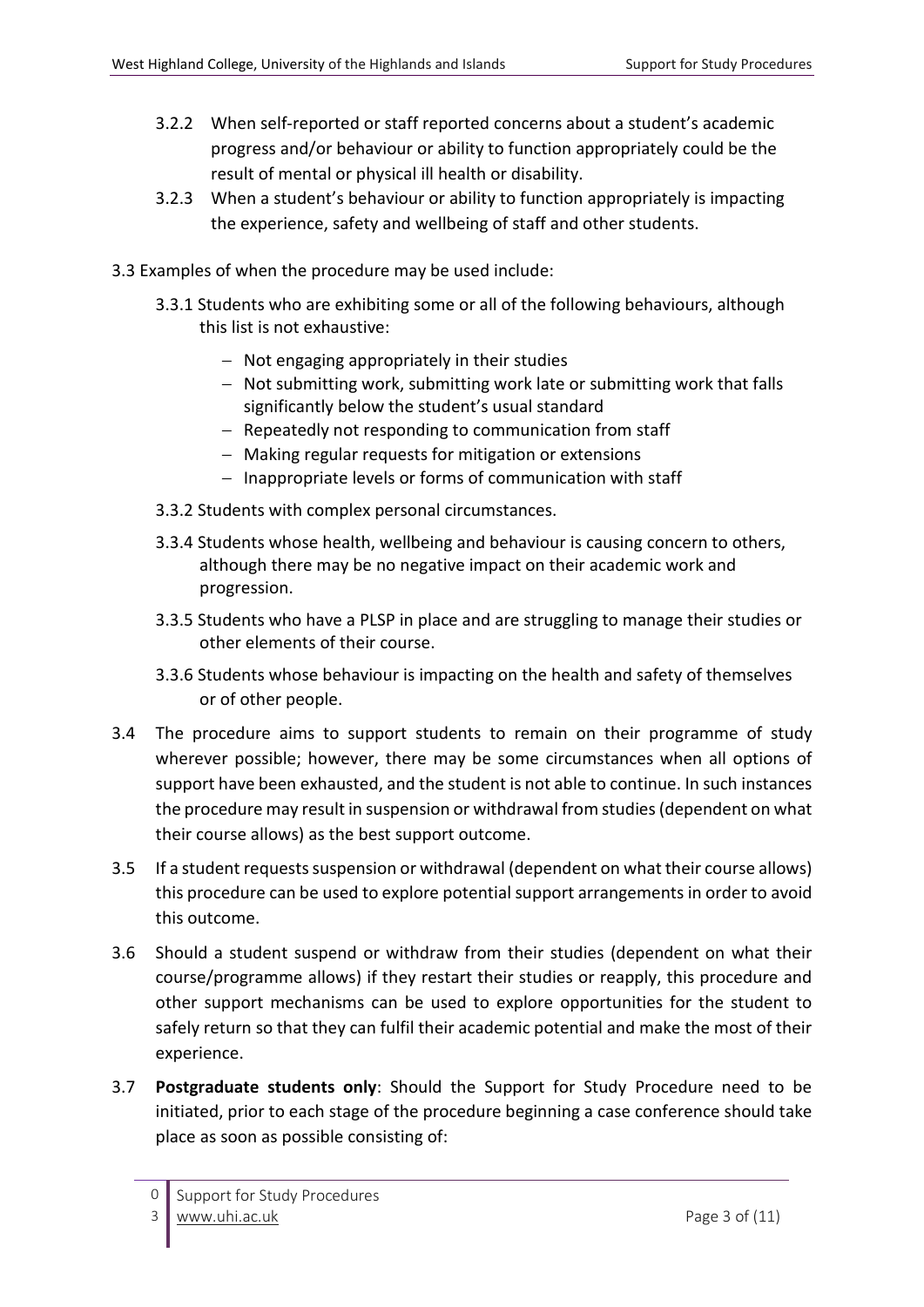3.2.2 When self-reported or staff reported concerns about a student's academic progress and/or behaviour or ability to function appropriately could be the result of mental or physical ill health or disability.

3.2.3 When a student's behaviour or ability to function appropriately is impacting the experience, safety and wellbeing of staff and other students.

3.3 Examples of when the procedure may be used include:

3.3.1 Students who are exhibiting some or all of the following behaviours, although this list is not exhaustive:

- Not engaging appropriately in their studies
- Not submitting work, submitting work late or submitting work that falls significantly below the student's usual standard
- Repeatedly not responding to communication from staff
- Making regular requests for mitigation or extensions
- Inappropriate levels or forms of communication with staff

3.3.2 Students with complex personal circumstances.

3.3.4 Students whose health, wellbeing and behaviour is causing concern to others, although there may be no negative impact on their academic work and progression.

3.3.5 Students who have a PLSP in place and are struggling to manage their studies or other elements of their course.

3.3.6 Students whose behaviour is impacting on the health and safety of themselves or of other people.

3.4 The procedure aims to support students to remain on their programme of study wherever possible; however, there may be some circumstances when all options of support have been exhausted, and the student is not able to continue. In such instances the procedure may result in suspension or withdrawal from studies (dependent on what their course allows) as the best support outcome.

3.5 If a student requests suspension or withdrawal (dependent on what their course allows) this procedure can be used to explore potential support arrangements in order to avoid this outcome.

3.6 Should a student suspend or withdraw from their studies (dependent on what their course/programme allows) if they restart their studies or reapply, this procedure and other support mechanisms can be used to explore opportunities for the student to safely return so that they can fulfil their academic potential and make the most of their experience.

3.7 **Postgraduate students only**: Should the Support for Study Procedure need to be initiated, prior to each stage of the procedure beginning a case conference should take place as soon as possible consisting of: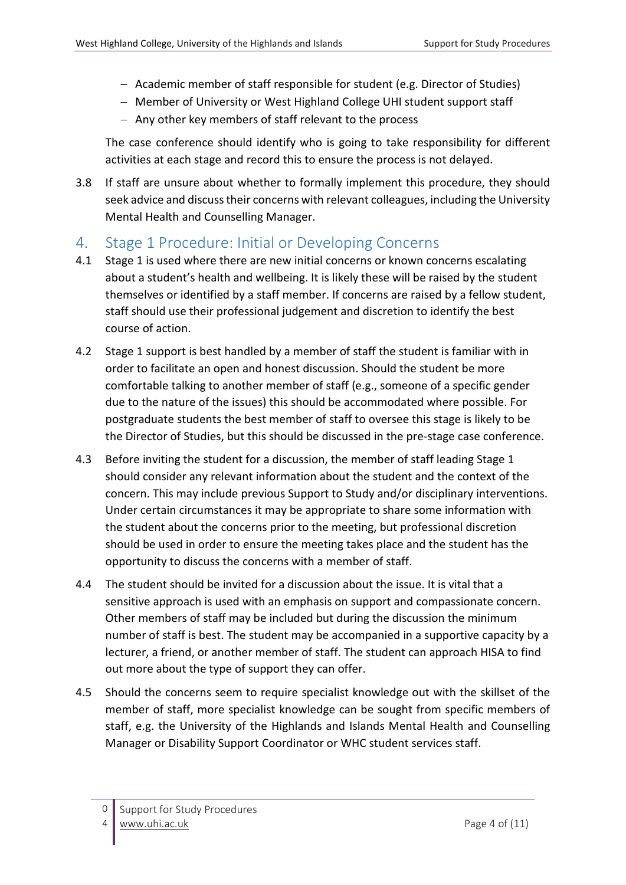- Academic member of staff responsible for student (e.g. Director of Studies)
- Member of University or West Highland College UHI student support staff
- Any other key members of staff relevant to the process

The case conference should identify who is going to take responsibility for different activities at each stage and record this to ensure the process is not delayed.

3.8 If staff are unsure about whether to formally implement this procedure, they should seek advice and discuss their concerns with relevant colleagues, including the University Mental Health and Counselling Manager.

## 4. Stage 1 Procedure: Initial or Developing Concerns

4.1 Stage 1 is used where there are new initial concerns or known concerns escalating about a student's health and wellbeing. It is likely these will be raised by the student themselves or identified by a staff member. If concerns are raised by a fellow student, staff should use their professional judgement and discretion to identify the best course of action.

4.2 Stage 1 support is best handled by a member of staff the student is familiar with in order to facilitate an open and honest discussion. Should the student be more comfortable talking to another member of staff (e.g., someone of a specific gender due to the nature of the issues) this should be accommodated where possible. For postgraduate students the best member of staff to oversee this stage is likely to be the Director of Studies, but this should be discussed in the pre-stage case conference.

4.3 Before inviting the student for a discussion, the member of staff leading Stage 1 should consider any relevant information about the student and the context of the concern. This may include previous Support to Study and/or disciplinary interventions. Under certain circumstances it may be appropriate to share some information with the student about the concerns prior to the meeting, but professional discretion should be used in order to ensure the meeting takes place and the student has the opportunity to discuss the concerns with a member of staff.

4.4 The student should be invited for a discussion about the issue. It is vital that a sensitive approach is used with an emphasis on support and compassionate concern. Other members of staff may be included but during the discussion the minimum number of staff is best. The student may be accompanied in a supportive capacity by a lecturer, a friend, or another member of staff. The student can approach HISA to find out more about the type of support they can offer.

4.5 Should the concerns seem to require specialist knowledge out with the skillset of the member of staff, more specialist knowledge can be sought from specific members of staff, e.g. the University of the Highlands and Islands Mental Health and Counselling Manager or Disability Support Coordinator or WHC student services staff.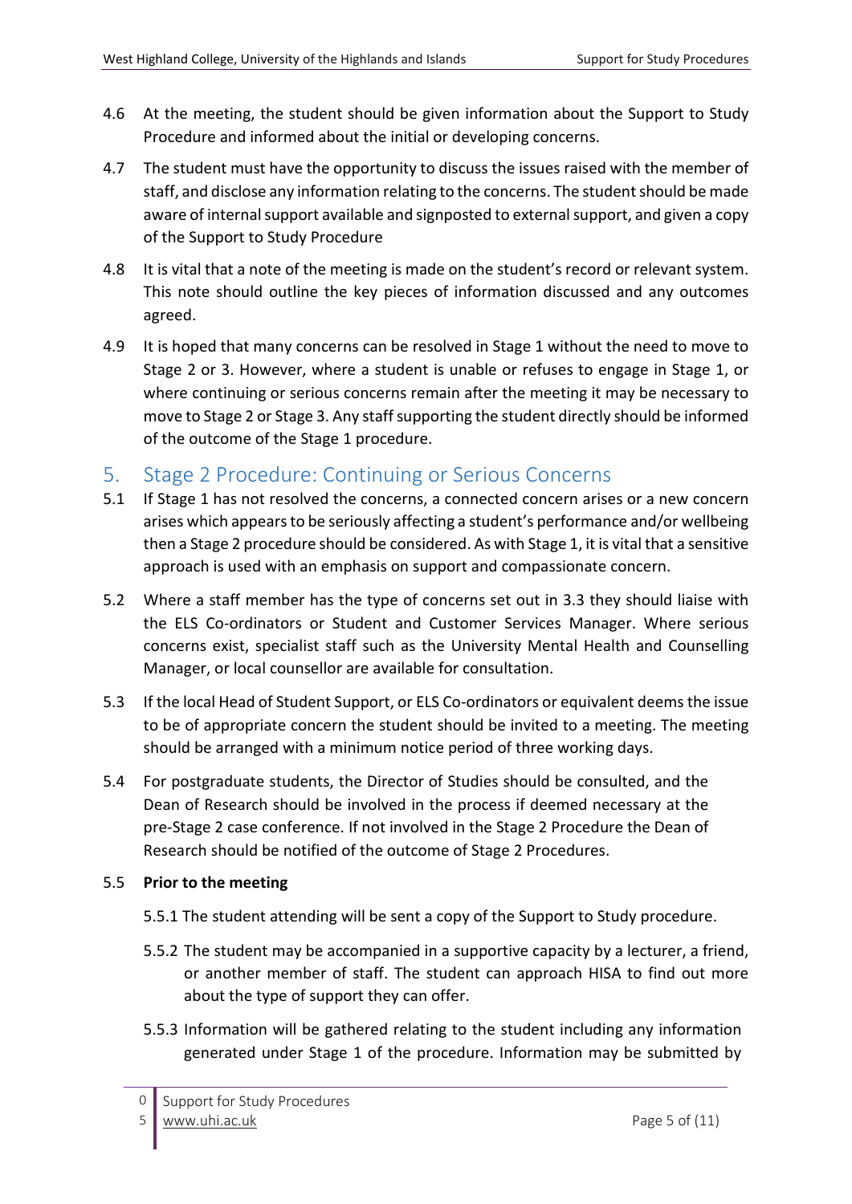4.6 At the meeting, the student should be given information about the Support to Study Procedure and informed about the initial or developing concerns.

4.7 The student must have the opportunity to discuss the issues raised with the member of staff, and disclose any information relating to the concerns. The student should be made aware of internal support available and signposted to external support, and given a copy of the Support to Study Procedure

4.8 It is vital that a note of the meeting is made on the student's record or relevant system. This note should outline the key pieces of information discussed and any outcomes agreed.

4.9 It is hoped that many concerns can be resolved in Stage 1 without the need to move to Stage 2 or 3. However, where a student is unable or refuses to engage in Stage 1, or where continuing or serious concerns remain after the meeting it may be necessary to move to Stage 2 or Stage 3. Any staff supporting the student directly should be informed of the outcome of the Stage 1 procedure.

## 5. Stage 2 Procedure: Continuing or Serious Concerns

5.1 If Stage 1 has not resolved the concerns, a connected concern arises or a new concern arises which appears to be seriously affecting a student's performance and/or wellbeing then a Stage 2 procedure should be considered. As with Stage 1, it is vital that a sensitive approach is used with an emphasis on support and compassionate concern.

5.2 Where a staff member has the type of concerns set out in 3.3 they should liaise with the ELS Co-ordinators or Student and Customer Services Manager. Where serious concerns exist, specialist staff such as the University Mental Health and Counselling Manager, or local counsellor are available for consultation.

5.3 If the local Head of Student Support, or ELS Co-ordinators or equivalent deems the issue to be of appropriate concern the student should be invited to a meeting. The meeting should be arranged with a minimum notice period of three working days.

5.4 For postgraduate students, the Director of Studies should be consulted, and the Dean of Research should be involved in the process if deemed necessary at the pre-Stage 2 case conference. If not involved in the Stage 2 Procedure the Dean of Research should be notified of the outcome of Stage 2 Procedures.

5.5 **Prior to the meeting**

5.5.1 The student attending will be sent a copy of the Support to Study procedure.

5.5.2 The student may be accompanied in a supportive capacity by a lecturer, a friend, or another member of staff. The student can approach HISA to find out more about the type of support they can offer.

5.5.3 Information will be gathered relating to the student including any information generated under Stage 1 of the procedure. Information may be submitted by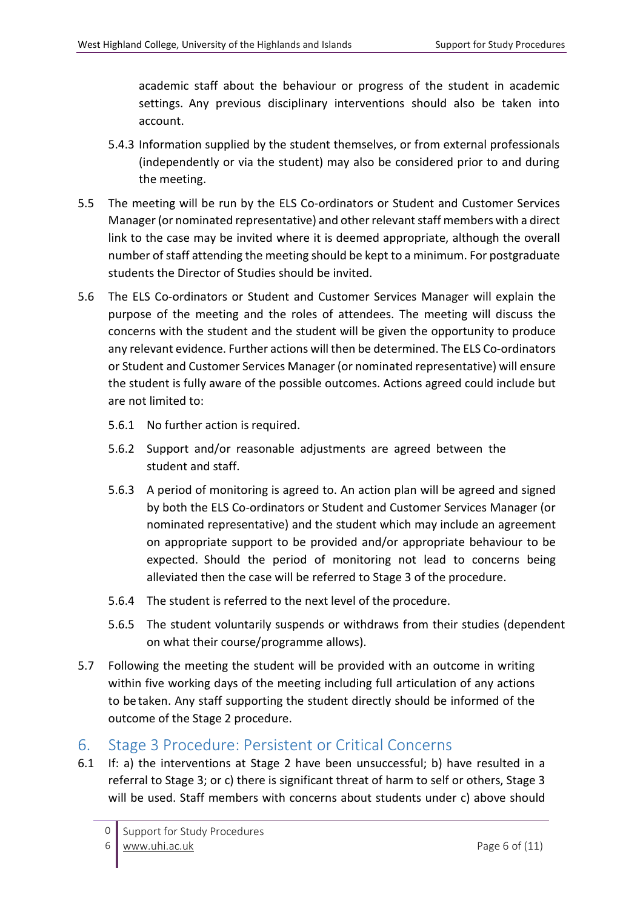academic staff about the behaviour or progress of the student in academic settings. Any previous disciplinary interventions should also be taken into account.

5.4.3 Information supplied by the student themselves, or from external professionals (independently or via the student) may also be considered prior to and during the meeting.

5.5 The meeting will be run by the ELS Co-ordinators or Student and Customer Services Manager (or nominated representative) and other relevant staff members with a direct link to the case may be invited where it is deemed appropriate, although the overall number of staff attending the meeting should be kept to a minimum. For postgraduate students the Director of Studies should be invited.

5.6 The ELS Co-ordinators or Student and Customer Services Manager will explain the purpose of the meeting and the roles of attendees. The meeting will discuss the concerns with the student and the student will be given the opportunity to produce any relevant evidence. Further actions will then be determined. The ELS Co-ordinators or Student and Customer Services Manager (or nominated representative) will ensure the student is fully aware of the possible outcomes. Actions agreed could include but are not limited to:

5.6.1 No further action is required.

5.6.2 Support and/or reasonable adjustments are agreed between the student and staff.

5.6.3 A period of monitoring is agreed to. An action plan will be agreed and signed by both the ELS Co-ordinators or Student and Customer Services Manager (or nominated representative) and the student which may include an agreement on appropriate support to be provided and/or appropriate behaviour to be expected. Should the period of monitoring not lead to concerns being alleviated then the case will be referred to Stage 3 of the procedure.

5.6.4 The student is referred to the next level of the procedure.

5.6.5 The student voluntarily suspends or withdraws from their studies (dependent on what their course/programme allows).

5.7 Following the meeting the student will be provided with an outcome in writing within five working days of the meeting including full articulation of any actions to be taken. Any staff supporting the student directly should be informed of the outcome of the Stage 2 procedure.

## 6. Stage 3 Procedure: Persistent or Critical Concerns

6.1 If: a) the interventions at Stage 2 have been unsuccessful; b) have resulted in a referral to Stage 3; or c) there is significant threat of harm to self or others, Stage 3 will be used. Staff members with concerns about students under c) above should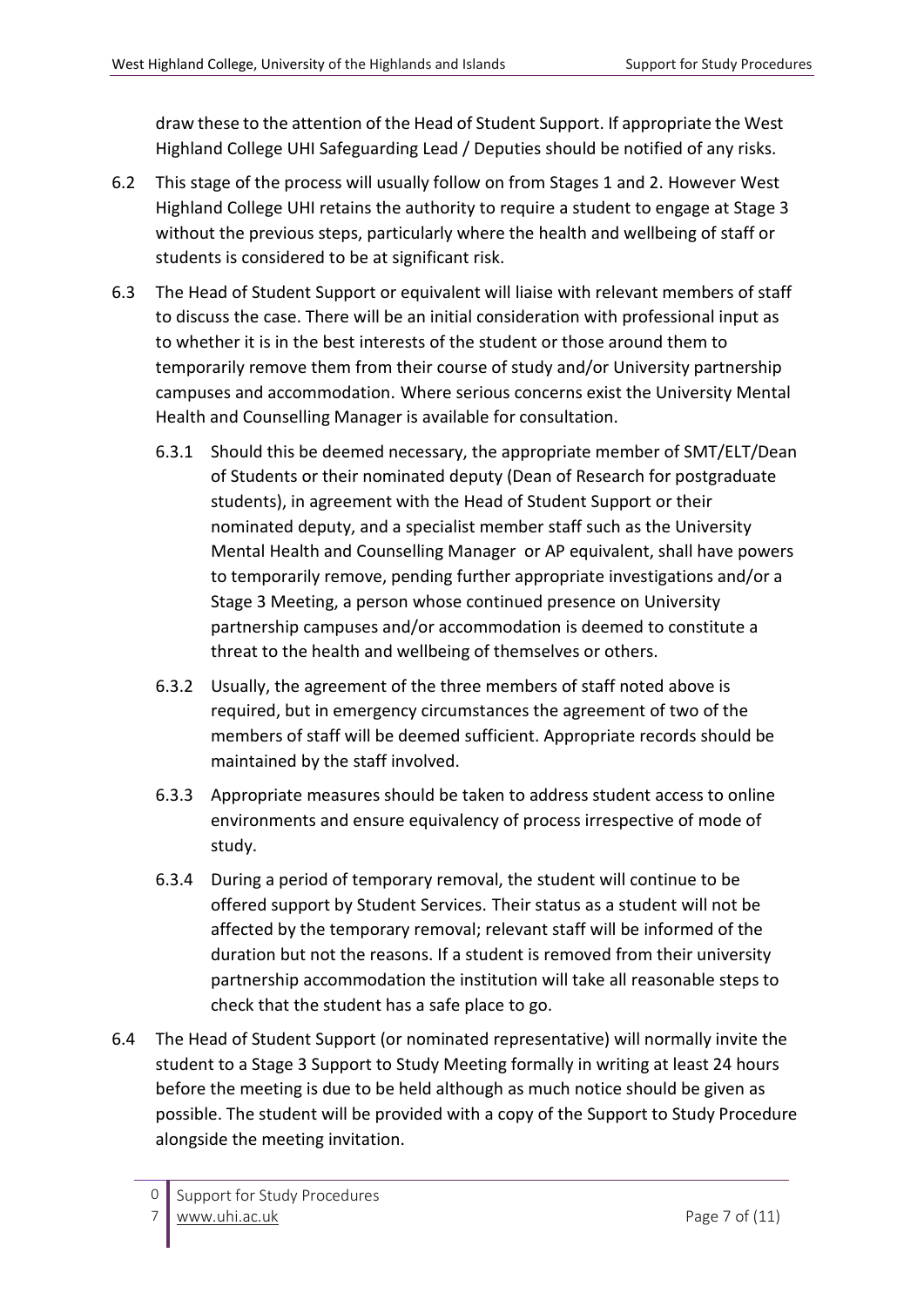draw these to the attention of the Head of Student Support. If appropriate the West Highland College UHI Safeguarding Lead / Deputies should be notified of any risks.

6.2 This stage of the process will usually follow on from Stages 1 and 2. However West Highland College UHI retains the authority to require a student to engage at Stage 3 without the previous steps, particularly where the health and wellbeing of staff or students is considered to be at significant risk.

6.3 The Head of Student Support or equivalent will liaise with relevant members of staff to discuss the case. There will be an initial consideration with professional input as to whether it is in the best interests of the student or those around them to temporarily remove them from their course of study and/or University partnership campuses and accommodation. Where serious concerns exist the University Mental Health and Counselling Manager is available for consultation.

6.3.1 Should this be deemed necessary, the appropriate member of SMT/ELT/Dean of Students or their nominated deputy (Dean of Research for postgraduate students), in agreement with the Head of Student Support or their nominated deputy, and a specialist member staff such as the University Mental Health and Counselling Manager or AP equivalent, shall have powers to temporarily remove, pending further appropriate investigations and/or a Stage 3 Meeting, a person whose continued presence on University partnership campuses and/or accommodation is deemed to constitute a threat to the health and wellbeing of themselves or others.

6.3.2 Usually, the agreement of the three members of staff noted above is required, but in emergency circumstances the agreement of two of the members of staff will be deemed sufficient. Appropriate records should be maintained by the staff involved.

6.3.3 Appropriate measures should be taken to address student access to online environments and ensure equivalency of process irrespective of mode of study.

6.3.4 During a period of temporary removal, the student will continue to be offered support by Student Services. Their status as a student will not be affected by the temporary removal; relevant staff will be informed of the duration but not the reasons. If a student is removed from their university partnership accommodation the institution will take all reasonable steps to check that the student has a safe place to go.

6.4 The Head of Student Support (or nominated representative) will normally invite the student to a Stage 3 Support to Study Meeting formally in writing at least 24 hours before the meeting is due to be held although as much notice should be given as possible. The student will be provided with a copy of the Support to Study Procedure alongside the meeting invitation.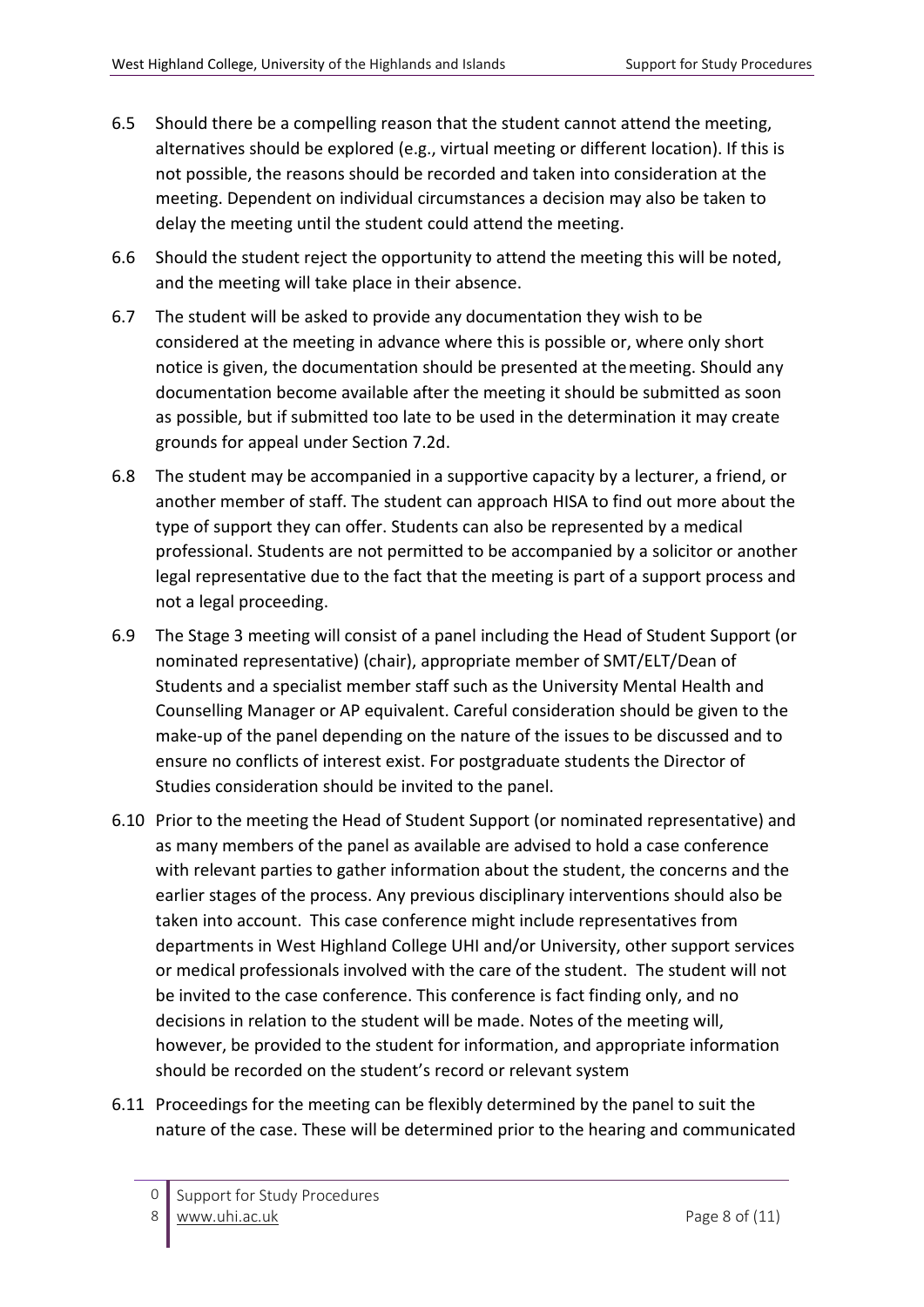6.5 Should there be a compelling reason that the student cannot attend the meeting, alternatives should be explored (e.g., virtual meeting or different location). If this is not possible, the reasons should be recorded and taken into consideration at the meeting. Dependent on individual circumstances a decision may also be taken to delay the meeting until the student could attend the meeting.

6.6 Should the student reject the opportunity to attend the meeting this will be noted, and the meeting will take place in their absence.

6.7 The student will be asked to provide any documentation they wish to be considered at the meeting in advance where this is possible or, where only short notice is given, the documentation should be presented at the meeting. Should any documentation become available after the meeting it should be submitted as soon as possible, but if submitted too late to be used in the determination it may create grounds for appeal under Section 7.2d.

6.8 The student may be accompanied in a supportive capacity by a lecturer, a friend, or another member of staff. The student can approach HISA to find out more about the type of support they can offer. Students can also be represented by a medical professional. Students are not permitted to be accompanied by a solicitor or another legal representative due to the fact that the meeting is part of a support process and not a legal proceeding.

6.9 The Stage 3 meeting will consist of a panel including the Head of Student Support (or nominated representative) (chair), appropriate member of SMT/ELT/Dean of Students and a specialist member staff such as the University Mental Health and Counselling Manager or AP equivalent. Careful consideration should be given to the make-up of the panel depending on the nature of the issues to be discussed and to ensure no conflicts of interest exist. For postgraduate students the Director of Studies consideration should be invited to the panel.

6.10 Prior to the meeting the Head of Student Support (or nominated representative) and as many members of the panel as available are advised to hold a case conference with relevant parties to gather information about the student, the concerns and the earlier stages of the process. Any previous disciplinary interventions should also be taken into account. This case conference might include representatives from departments in West Highland College UHI and/or University, other support services or medical professionals involved with the care of the student. The student will not be invited to the case conference. This conference is fact finding only, and no decisions in relation to the student will be made. Notes of the meeting will, however, be provided to the student for information, and appropriate information should be recorded on the student's record or relevant system

6.11 Proceedings for the meeting can be flexibly determined by the panel to suit the nature of the case. These will be determined prior to the hearing and communicated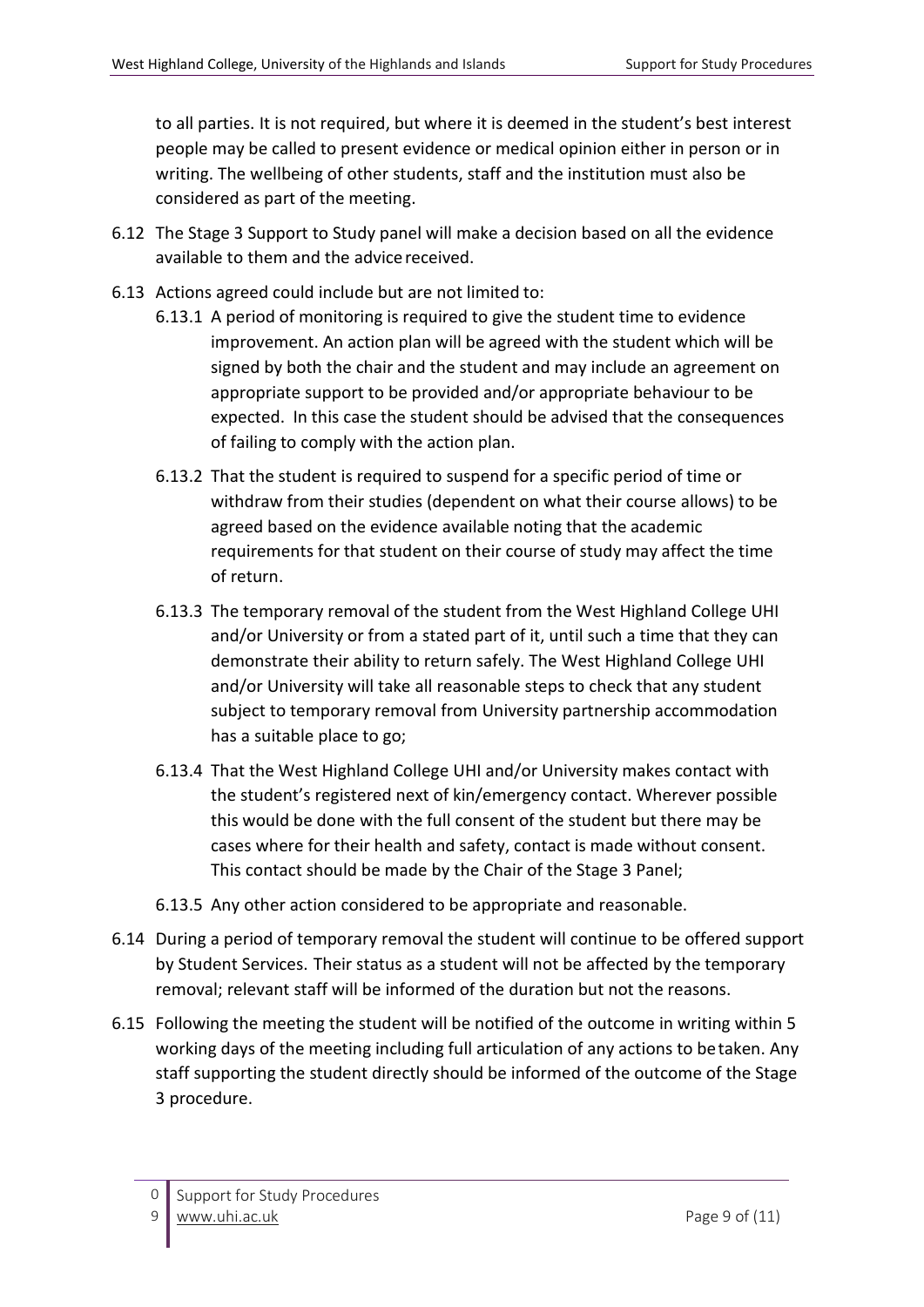to all parties. It is not required, but where it is deemed in the student's best interest people may be called to present evidence or medical opinion either in person or in writing. The wellbeing of other students, staff and the institution must also be considered as part of the meeting.

6.12 The Stage 3 Support to Study panel will make a decision based on all the evidence available to them and the advice received.

6.13 Actions agreed could include but are not limited to:

6.13.1 A period of monitoring is required to give the student time to evidence improvement. An action plan will be agreed with the student which will be signed by both the chair and the student and may include an agreement on appropriate support to be provided and/or appropriate behaviour to be expected. In this case the student should be advised that the consequences of failing to comply with the action plan.

6.13.2 That the student is required to suspend for a specific period of time or withdraw from their studies (dependent on what their course allows) to be agreed based on the evidence available noting that the academic requirements for that student on their course of study may affect the time of return.

6.13.3 The temporary removal of the student from the West Highland College UHI and/or University or from a stated part of it, until such a time that they can demonstrate their ability to return safely. The West Highland College UHI and/or University will take all reasonable steps to check that any student subject to temporary removal from University partnership accommodation has a suitable place to go;

6.13.4 That the West Highland College UHI and/or University makes contact with the student's registered next of kin/emergency contact. Wherever possible this would be done with the full consent of the student but there may be cases where for their health and safety, contact is made without consent. This contact should be made by the Chair of the Stage 3 Panel;

6.13.5 Any other action considered to be appropriate and reasonable.

6.14 During a period of temporary removal the student will continue to be offered support by Student Services. Their status as a student will not be affected by the temporary removal; relevant staff will be informed of the duration but not the reasons.

6.15 Following the meeting the student will be notified of the outcome in writing within 5 working days of the meeting including full articulation of any actions to be taken. Any staff supporting the student directly should be informed of the outcome of the Stage 3 procedure.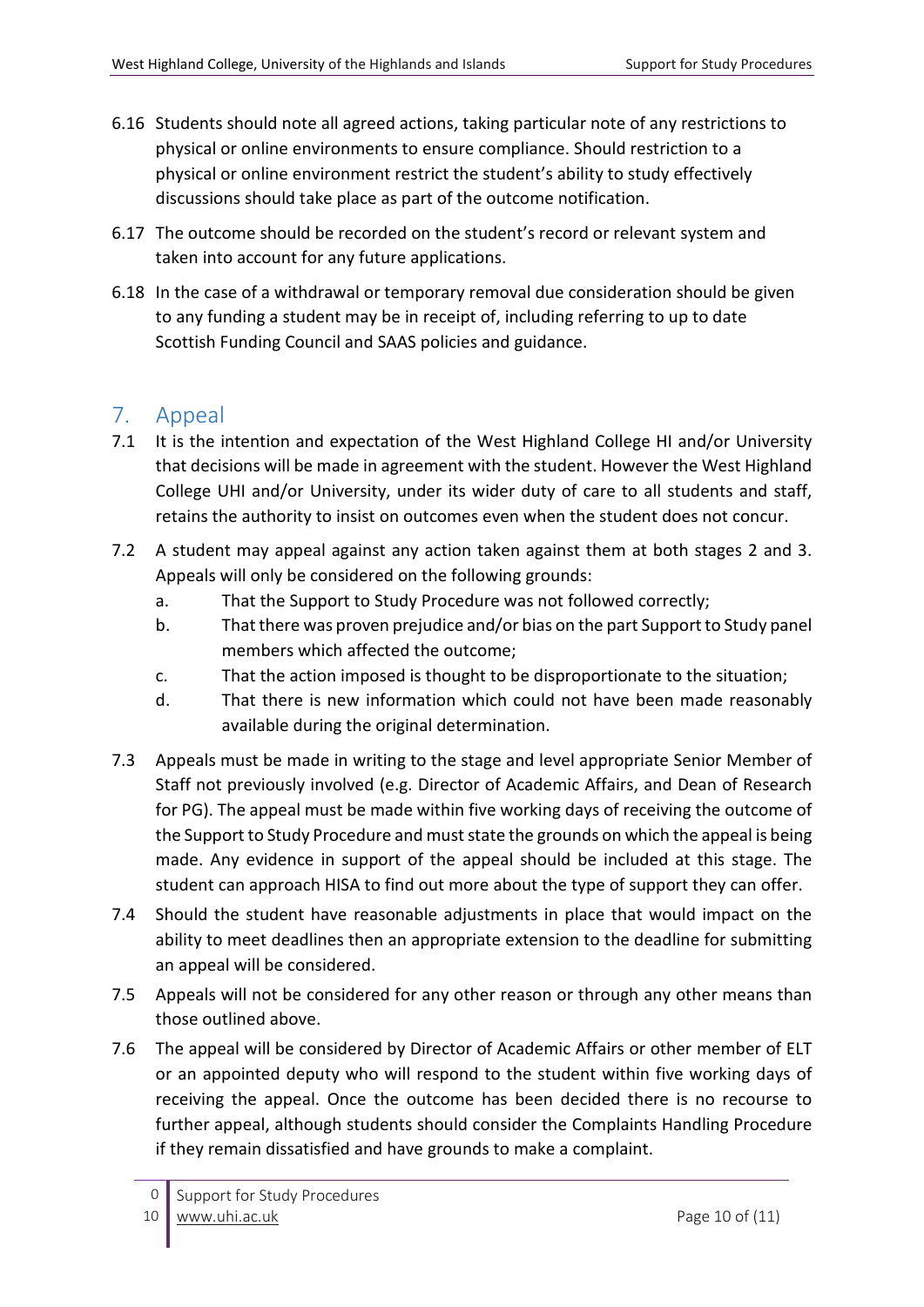6.16 Students should note all agreed actions, taking particular note of any restrictions to physical or online environments to ensure compliance. Should restriction to a physical or online environment restrict the student's ability to study effectively discussions should take place as part of the outcome notification.

6.17 The outcome should be recorded on the student's record or relevant system and taken into account for any future applications.

6.18 In the case of a withdrawal or temporary removal due consideration should be given to any funding a student may be in receipt of, including referring to up to date Scottish Funding Council and SAAS policies and guidance.

## 7. Appeal

7.1 It is the intention and expectation of the West Highland College HI and/or University that decisions will be made in agreement with the student. However the West Highland College UHI and/or University, under its wider duty of care to all students and staff, retains the authority to insist on outcomes even when the student does not concur.

7.2 A student may appeal against any action taken against them at both stages 2 and 3. Appeals will only be considered on the following grounds:

   a. That the Support to Study Procedure was not followed correctly;
   b. That there was proven prejudice and/or bias on the part Support to Study panel members which affected the outcome;
   c. That the action imposed is thought to be disproportionate to the situation;
   d. That there is new information which could not have been made reasonably available during the original determination.

7.3 Appeals must be made in writing to the stage and level appropriate Senior Member of Staff not previously involved (e.g. Director of Academic Affairs, and Dean of Research for PG). The appeal must be made within five working days of receiving the outcome of the Support to Study Procedure and must state the grounds on which the appeal is being made. Any evidence in support of the appeal should be included at this stage. The student can approach HISA to find out more about the type of support they can offer.

7.4 Should the student have reasonable adjustments in place that would impact on the ability to meet deadlines then an appropriate extension to the deadline for submitting an appeal will be considered.

7.5 Appeals will not be considered for any other reason or through any other means than those outlined above.

7.6 The appeal will be considered by Director of Academic Affairs or other member of ELT or an appointed deputy who will respond to the student within five working days of receiving the appeal. Once the outcome has been decided there is no recourse to further appeal, although students should consider the Complaints Handling Procedure if they remain dissatisfied and have grounds to make a complaint.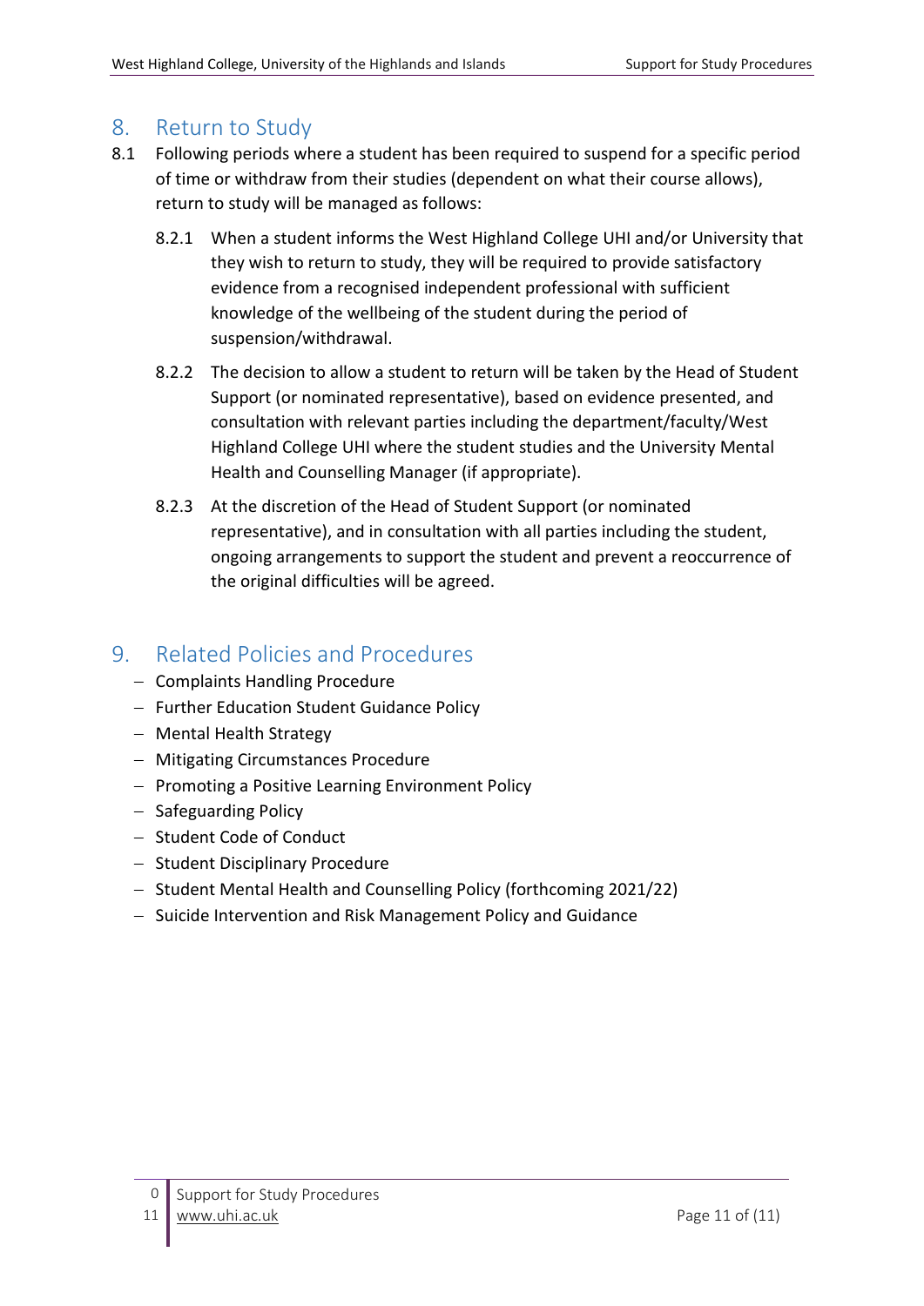## 8. Return to Study

8.1 Following periods where a student has been required to suspend for a specific period of time or withdraw from their studies (dependent on what their course allows), return to study will be managed as follows:

8.2.1 When a student informs the West Highland College UHI and/or University that they wish to return to study, they will be required to provide satisfactory evidence from a recognised independent professional with sufficient knowledge of the wellbeing of the student during the period of suspension/withdrawal.

8.2.2 The decision to allow a student to return will be taken by the Head of Student Support (or nominated representative), based on evidence presented, and consultation with relevant parties including the department/faculty/West Highland College UHI where the student studies and the University Mental Health and Counselling Manager (if appropriate).

8.2.3 At the discretion of the Head of Student Support (or nominated representative), and in consultation with all parties including the student, ongoing arrangements to support the student and prevent a reoccurrence of the original difficulties will be agreed.

## 9. Related Policies and Procedures

- Complaints Handling Procedure
- Further Education Student Guidance Policy
- Mental Health Strategy
- Mitigating Circumstances Procedure
- Promoting a Positive Learning Environment Policy
- Safeguarding Policy
- Student Code of Conduct
- Student Disciplinary Procedure
- Student Mental Health and Counselling Policy (forthcoming 2021/22)
- Suicide Intervention and Risk Management Policy and Guidance